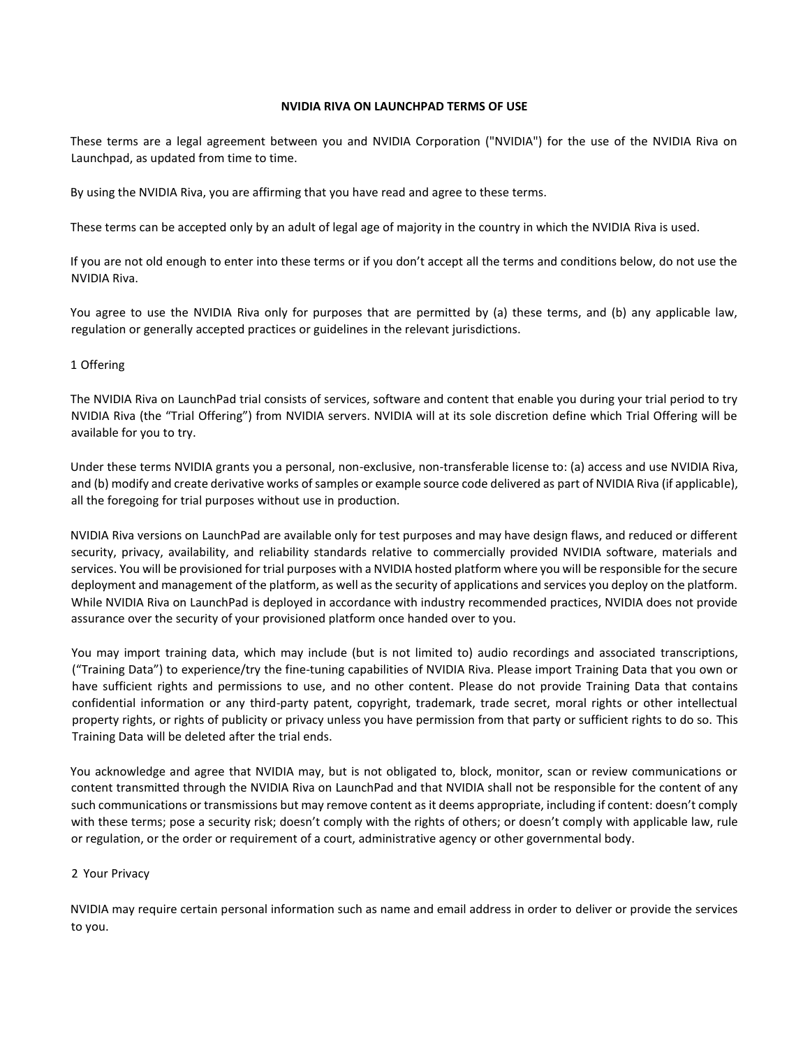# NVIDIA RIVA ON LAUNCHPAD TERMS OF USE

These terms are a legal agreement between you and NVIDIA Corporation ("NVIDIA") for the use of the NVIDIA Riva on Launchpad, as updated from time to time.

By using the NVIDIA Riva, you are affirming that you have read and agree to these terms.

These terms can be accepted only by an adult of legal age of majority in the country in which the NVIDIA Riva is used.

If you are not old enough to enter into these terms or if you don't accept all the terms and conditions below, do not use the NVIDIA Riva.

You agree to use the NVIDIA Riva only for purposes that are permitted by (a) these terms, and (b) any applicable law, regulation or generally accepted practices or guidelines in the relevant jurisdictions.

## 1 Offering

The NVIDIA Riva on LaunchPad trial consists of services, software and content that enable you during your trial period to try NVIDIA Riva (the "Trial Offering") from NVIDIA servers. NVIDIA will at its sole discretion define which Trial Offering will be available for you to try.

Under these terms NVIDIA grants you a personal, non-exclusive, non-transferable license to: (a) access and use NVIDIA Riva, and (b) modify and create derivative works of samples or example source code delivered as part of NVIDIA Riva (if applicable), all the foregoing for trial purposes without use in production.

NVIDIA Riva versions on LaunchPad are available only for test purposes and may have design flaws, and reduced or different security, privacy, availability, and reliability standards relative to commercially provided NVIDIA software, materials and services. You will be provisioned for trial purposes with a NVIDIA hosted platform where you will be responsible for the secure deployment and management of the platform, as well as the security of applications and services you deploy on the platform. While NVIDIA Riva on LaunchPad is deployed in accordance with industry recommended practices, NVIDIA does not provide assurance over the security of your provisioned platform once handed over to you.

You may import training data, which may include (but is not limited to) audio recordings and associated transcriptions, ("Training Data") to experience/try the fine-tuning capabilities of NVIDIA Riva. Please import Training Data that you own or have sufficient rights and permissions to use, and no other content. Please do not provide Training Data that contains confidential information or any third-party patent, copyright, trademark, trade secret, moral rights or other intellectual property rights, or rights of publicity or privacy unless you have permission from that party or sufficient rights to do so. This Training Data will be deleted after the trial ends.

You acknowledge and agree that NVIDIA may, but is not obligated to, block, monitor, scan or review communications or content transmitted through the NVIDIA Riva on LaunchPad and that NVIDIA shall not be responsible for the content of any such communications or transmissions but may remove content as it deems appropriate, including if content: doesn't comply with these terms; pose a security risk; doesn't comply with the rights of others; or doesn't comply with applicable law, rule or regulation, or the order or requirement of a court, administrative agency or other governmental body.

## 2 Your Privacy

NVIDIA may require certain personal information such as name and email address in order to deliver or provide the services to you.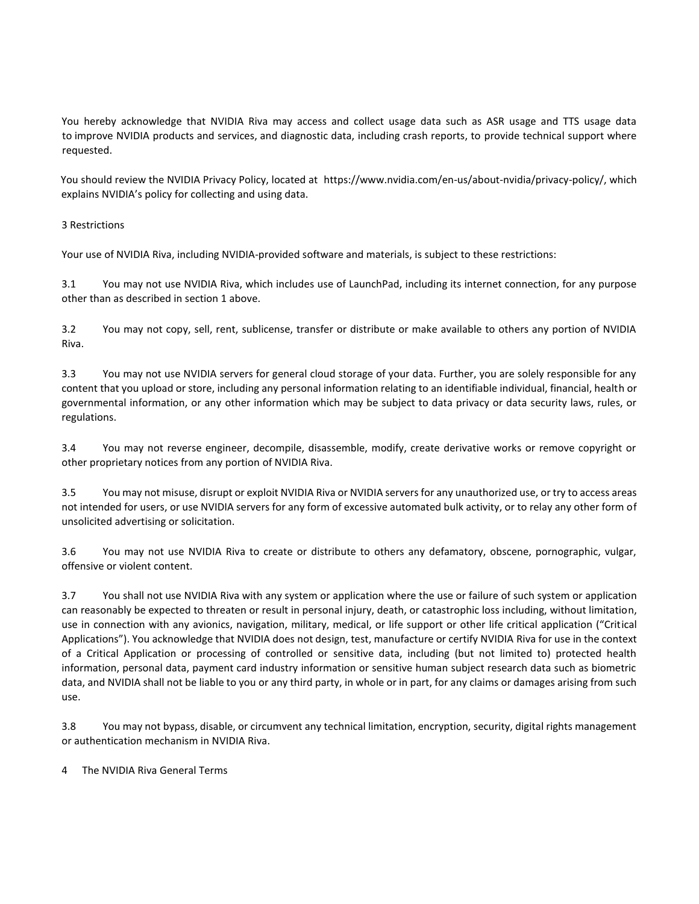You hereby acknowledge that NVIDIA Riva may access and collect usage data such as ASR usage and TTS usage data to improve NVIDIA products and services, and diagnostic data, including crash reports, to provide technical support where requested.

You should review the NVIDIA Privacy Policy, located at https://www.nvidia.com/en-us/about-nvidia/privacy-policy/, which explains NVIDIA's policy for collecting and using data.

## 3 Restrictions

Your use of NVIDIA Riva, including NVIDIA-provided software and materials, is subject to these restrictions:

3.1 You may not use NVIDIA Riva, which includes use of LaunchPad, including its internet connection, for any purpose other than as described in section 1 above.

3.2 You may not copy, sell, rent, sublicense, transfer or distribute or make available to others any portion of NVIDIA Riva.

3.3 You may not use NVIDIA servers for general cloud storage of your data. Further, you are solely responsible for any content that you upload or store, including any personal information relating to an identifiable individual, financial, health or governmental information, or any other information which may be subject to data privacy or data security laws, rules, or regulations.

3.4 You may not reverse engineer, decompile, disassemble, modify, create derivative works or remove copyright or other proprietary notices from any portion of NVIDIA Riva.

3.5 You may not misuse, disrupt or exploit NVIDIA Riva or NVIDIA servers for any unauthorized use, or try to access areas not intended for users, or use NVIDIA servers for any form of excessive automated bulk activity, or to relay any other form of unsolicited advertising or solicitation.

3.6 You may not use NVIDIA Riva to create or distribute to others any defamatory, obscene, pornographic, vulgar, offensive or violent content.

3.7 You shall not use NVIDIA Riva with any system or application where the use or failure of such system or application can reasonably be expected to threaten or result in personal injury, death, or catastrophic loss including, without limitation, use in connection with any avionics, navigation, military, medical, or life support or other life critical application ("Critical Applications"). You acknowledge that NVIDIA does not design, test, manufacture or certify NVIDIA Riva for use in the context of a Critical Application or processing of controlled or sensitive data, including (but not limited to) protected health information, personal data, payment card industry information or sensitive human subject research data such as biometric data, and NVIDIA shall not be liable to you or any third party, in whole or in part, for any claims or damages arising from such use.

3.8 You may not bypass, disable, or circumvent any technical limitation, encryption, security, digital rights management or authentication mechanism in NVIDIA Riva.

## 4 The NVIDIA Riva General Terms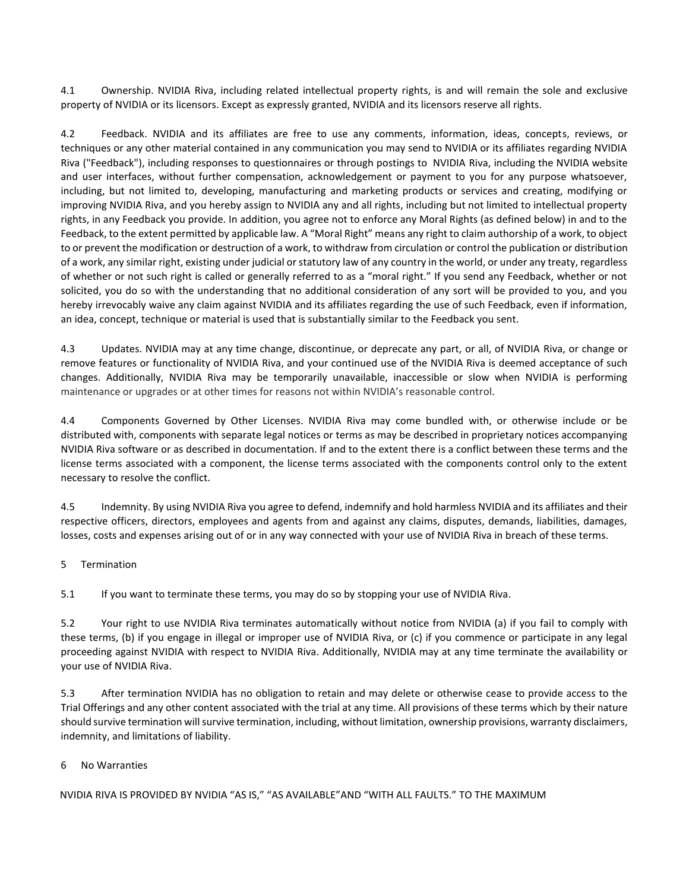4.1 Ownership. NVIDIA Riva, including related intellectual property rights, is and will remain the sole and exclusive property of NVIDIA or its licensors. Except as expressly granted, NVIDIA and its licensors reserve all rights.

4.2 Feedback. NVIDIA and its affiliates are free to use any comments, information, ideas, concepts, reviews, or techniques or any other material contained in any communication you may send to NVIDIA or its affiliates regarding NVIDIA Riva ("Feedback"), including responses to questionnaires or through postings to NVIDIA Riva, including the NVIDIA website and user interfaces, without further compensation, acknowledgement or payment to you for any purpose whatsoever, including, but not limited to, developing, manufacturing and marketing products or services and creating, modifying or improving NVIDIA Riva, and you hereby assign to NVIDIA any and all rights, including but not limited to intellectual property rights, in any Feedback you provide. In addition, you agree not to enforce any Moral Rights (as defined below) in and to the Feedback, to the extent permitted by applicable law. A "Moral Right" means any right to claim authorship of a work, to object to or prevent the modification or destruction of a work, to withdraw from circulation or control the publication or distribution of a work, any similar right, existing under judicial or statutory law of any country in the world, or under any treaty, regardless of whether or not such right is called or generally referred to as a "moral right." If you send any Feedback, whether or not solicited, you do so with the understanding that no additional consideration of any sort will be provided to you, and you hereby irrevocably waive any claim against NVIDIA and its affiliates regarding the use of such Feedback, even if information, an idea, concept, technique or material is used that is substantially similar to the Feedback you sent.

4.3 Updates. NVIDIA may at any time change, discontinue, or deprecate any part, or all, of NVIDIA Riva, or change or remove features or functionality of NVIDIA Riva, and your continued use of the NVIDIA Riva is deemed acceptance of such changes. Additionally, NVIDIA Riva may be temporarily unavailable, inaccessible or slow when NVIDIA is performing maintenance or upgrades or at other times for reasons not within NVIDIA's reasonable control.

4.4 Components Governed by Other Licenses. NVIDIA Riva may come bundled with, or otherwise include or be distributed with, components with separate legal notices or terms as may be described in proprietary notices accompanying NVIDIA Riva software or as described in documentation. If and to the extent there is a conflict between these terms and the license terms associated with a component, the license terms associated with the components control only to the extent necessary to resolve the conflict.

4.5 Indemnity. By using NVIDIA Riva you agree to defend, indemnify and hold harmless NVIDIA and its affiliates and their respective officers, directors, employees and agents from and against any claims, disputes, demands, liabilities, damages, losses, costs and expenses arising out of or in any way connected with your use of NVIDIA Riva in breach of these terms.

## 5 Termination

5.1 If you want to terminate these terms, you may do so by stopping your use of NVIDIA Riva.

5.2 Your right to use NVIDIA Riva terminates automatically without notice from NVIDIA (a) if you fail to comply with these terms, (b) if you engage in illegal or improper use of NVIDIA Riva, or (c) if you commence or participate in any legal proceeding against NVIDIA with respect to NVIDIA Riva. Additionally, NVIDIA may at any time terminate the availability or your use of NVIDIA Riva.

5.3 After termination NVIDIA has no obligation to retain and may delete or otherwise cease to provide access to the Trial Offerings and any other content associated with the trial at any time. All provisions of these terms which by their nature should survive termination will survive termination, including, without limitation, ownership provisions, warranty disclaimers, indemnity, and limitations of liability.

## 6 No Warranties

NVIDIA RIVA IS PROVIDED BY NVIDIA "AS IS," "AS AVAILABLE"AND "WITH ALL FAULTS." TO THE MAXIMUM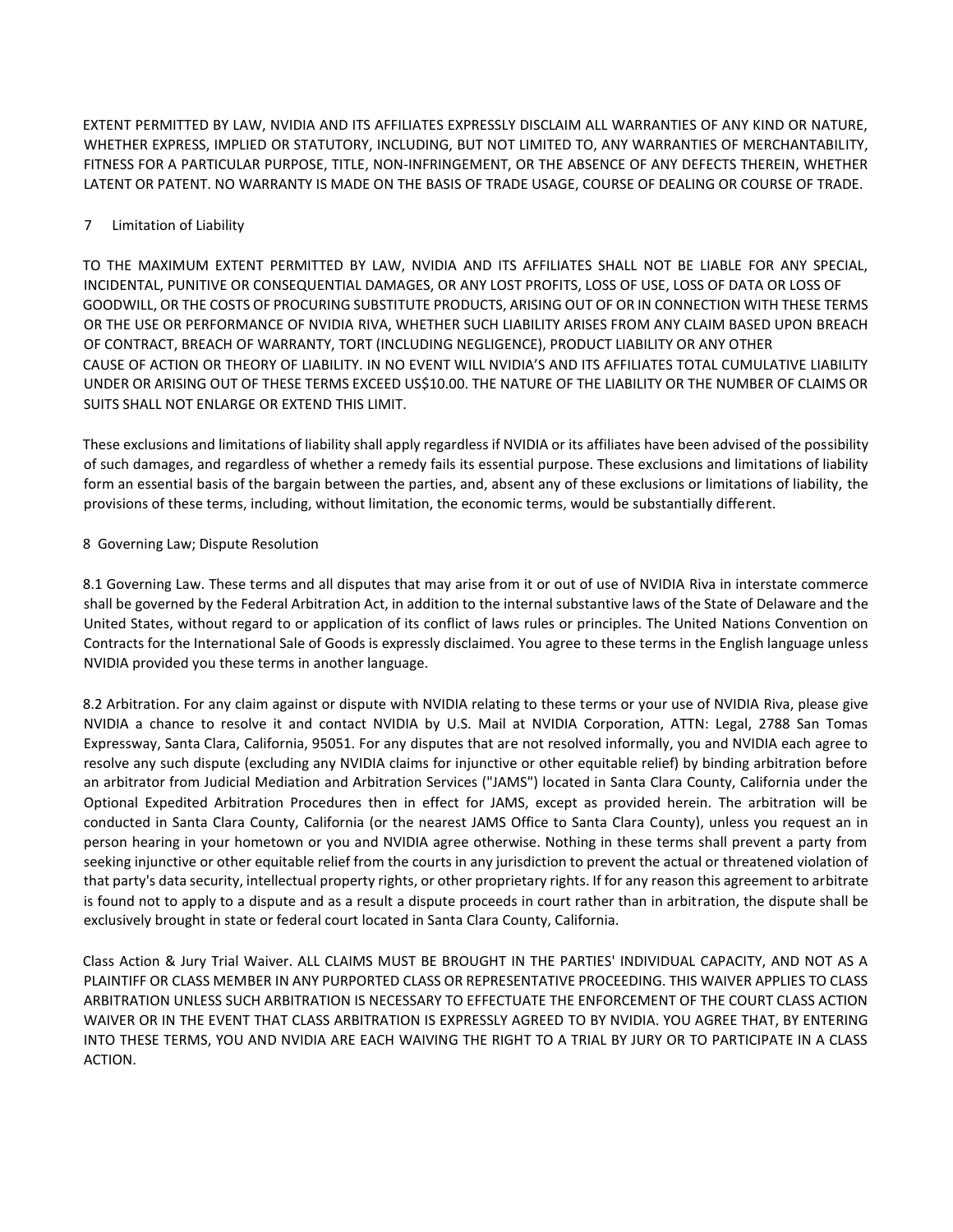EXTENT PERMITTED BY LAW, NVIDIA AND ITS AFFILIATES EXPRESSLY DISCLAIM ALL WARRANTIES OF ANY KIND OR NATURE, WHETHER EXPRESS, IMPLIED OR STATUTORY, INCLUDING, BUT NOT LIMITED TO, ANY WARRANTIES OF MERCHANTABILITY, FITNESS FOR A PARTICULAR PURPOSE, TITLE, NON-INFRINGEMENT, OR THE ABSENCE OF ANY DEFECTS THEREIN, WHETHER LATENT OR PATENT. NO WARRANTY IS MADE ON THE BASIS OF TRADE USAGE, COURSE OF DEALING OR COURSE OF TRADE.

## 7 Limitation of Liability

TO THE MAXIMUM EXTENT PERMITTED BY LAW, NVIDIA AND ITS AFFILIATES SHALL NOT BE LIABLE FOR ANY SPECIAL, INCIDENTAL, PUNITIVE OR CONSEQUENTIAL DAMAGES, OR ANY LOST PROFITS, LOSS OF USE, LOSS OF DATA OR LOSS OF GOODWILL, OR THE COSTS OF PROCURING SUBSTITUTE PRODUCTS, ARISING OUT OF OR IN CONNECTION WITH THESE TERMS OR THE USE OR PERFORMANCE OF NVIDIA RIVA, WHETHER SUCH LIABILITY ARISES FROM ANY CLAIM BASED UPON BREACH OF CONTRACT, BREACH OF WARRANTY, TORT (INCLUDING NEGLIGENCE), PRODUCT LIABILITY OR ANY OTHER CAUSE OF ACTION OR THEORY OF LIABILITY. IN NO EVENT WILL NVIDIA'S AND ITS AFFILIATES TOTAL CUMULATIVE LIABILITY UNDER OR ARISING OUT OF THESE TERMS EXCEED US$10.00. THE NATURE OF THE LIABILITY OR THE NUMBER OF CLAIMS OR SUITS SHALL NOT ENLARGE OR EXTEND THIS LIMIT.

These exclusions and limitations of liability shall apply regardless if NVIDIA or its affiliates have been advised of the possibility of such damages, and regardless of whether a remedy fails its essential purpose. These exclusions and limitations of liability form an essential basis of the bargain between the parties, and, absent any of these exclusions or limitations of liability, the provisions of these terms, including, without limitation, the economic terms, would be substantially different.

## 8 Governing Law; Dispute Resolution

8.1 Governing Law. These terms and all disputes that may arise from it or out of use of NVIDIA Riva in interstate commerce shall be governed by the Federal Arbitration Act, in addition to the internal substantive laws of the State of Delaware and the United States, without regard to or application of its conflict of laws rules or principles. The United Nations Convention on Contracts for the International Sale of Goods is expressly disclaimed. You agree to these terms in the English language unless NVIDIA provided you these terms in another language.

8.2 Arbitration. For any claim against or dispute with NVIDIA relating to these terms or your use of NVIDIA Riva, please give NVIDIA a chance to resolve it and contact NVIDIA by U.S. Mail at NVIDIA Corporation, ATTN: Legal, 2788 San Tomas Expressway, Santa Clara, California, 95051. For any disputes that are not resolved informally, you and NVIDIA each agree to resolve any such dispute (excluding any NVIDIA claims for injunctive or other equitable relief) by binding arbitration before an arbitrator from Judicial Mediation and Arbitration Services ("JAMS") located in Santa Clara County, California under the Optional Expedited Arbitration Procedures then in effect for JAMS, except as provided herein. The arbitration will be conducted in Santa Clara County, California (or the nearest JAMS Office to Santa Clara County), unless you request an in person hearing in your hometown or you and NVIDIA agree otherwise. Nothing in these terms shall prevent a party from seeking injunctive or other equitable relief from the courts in any jurisdiction to prevent the actual or threatened violation of that party's data security, intellectual property rights, or other proprietary rights. If for any reason this agreement to arbitrate is found not to apply to a dispute and as a result a dispute proceeds in court rather than in arbitration, the dispute shall be exclusively brought in state or federal court located in Santa Clara County, California.

Class Action & Jury Trial Waiver. ALL CLAIMS MUST BE BROUGHT IN THE PARTIES' INDIVIDUAL CAPACITY, AND NOT AS A PLAINTIFF OR CLASS MEMBER IN ANY PURPORTED CLASS OR REPRESENTATIVE PROCEEDING. THIS WAIVER APPLIES TO CLASS ARBITRATION UNLESS SUCH ARBITRATION IS NECESSARY TO EFFECTUATE THE ENFORCEMENT OF THE COURT CLASS ACTION WAIVER OR IN THE EVENT THAT CLASS ARBITRATION IS EXPRESSLY AGREED TO BY NVIDIA. YOU AGREE THAT, BY ENTERING INTO THESE TERMS, YOU AND NVIDIA ARE EACH WAIVING THE RIGHT TO A TRIAL BY JURY OR TO PARTICIPATE IN A CLASS ACTION.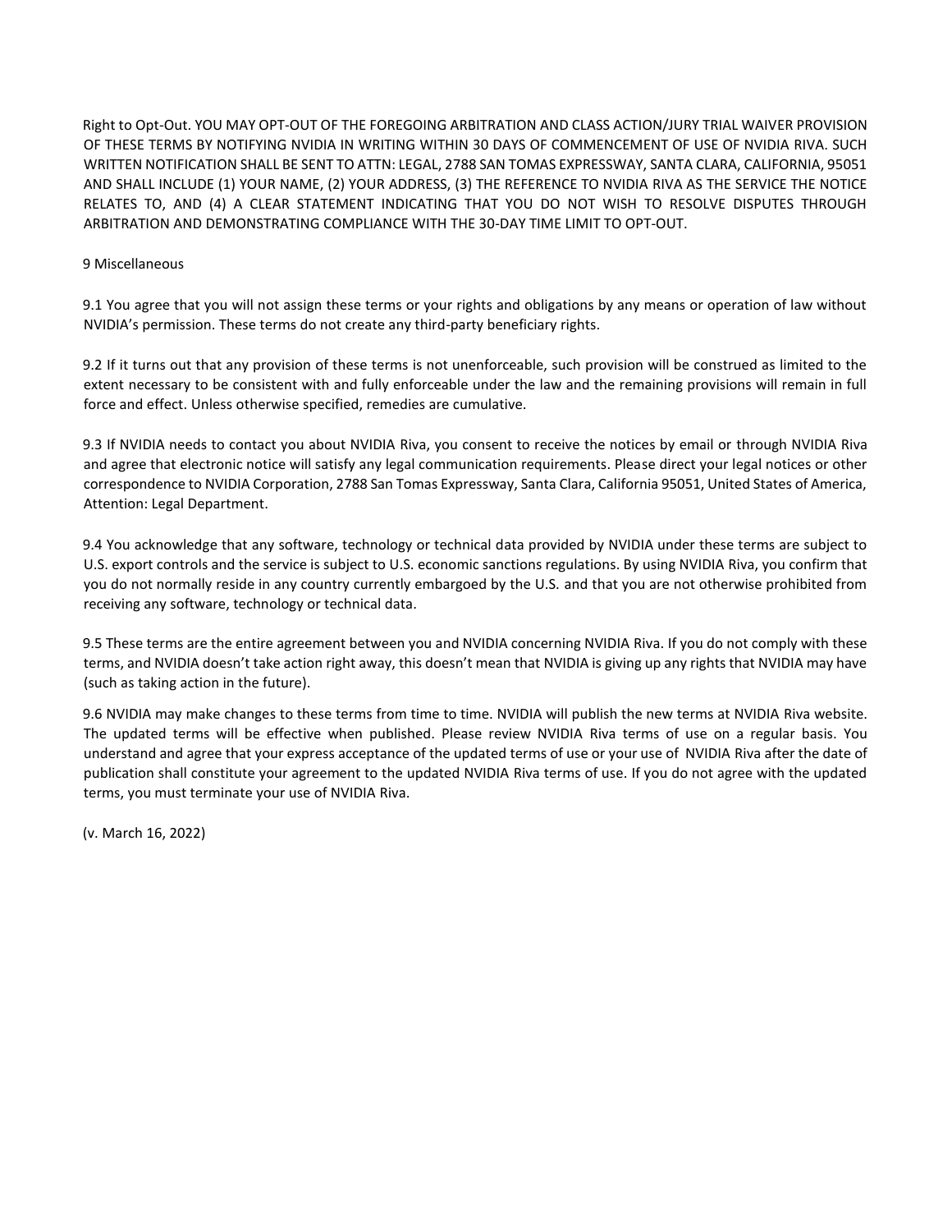Right to Opt-Out. YOU MAY OPT-OUT OF THE FOREGOING ARBITRATION AND CLASS ACTION/JURY TRIAL WAIVER PROVISION OF THESE TERMS BY NOTIFYING NVIDIA IN WRITING WITHIN 30 DAYS OF COMMENCEMENT OF USE OF NVIDIA RIVA. SUCH WRITTEN NOTIFICATION SHALL BE SENT TO ATTN: LEGAL, 2788 SAN TOMAS EXPRESSWAY, SANTA CLARA, CALIFORNIA, 95051 AND SHALL INCLUDE (1) YOUR NAME, (2) YOUR ADDRESS, (3) THE REFERENCE TO NVIDIA RIVA AS THE SERVICE THE NOTICE RELATES TO, AND (4) A CLEAR STATEMENT INDICATING THAT YOU DO NOT WISH TO RESOLVE DISPUTES THROUGH ARBITRATION AND DEMONSTRATING COMPLIANCE WITH THE 30-DAY TIME LIMIT TO OPT-OUT.

## 9 Miscellaneous

9.1 You agree that you will not assign these terms or your rights and obligations by any means or operation of law without NVIDIA's permission. These terms do not create any third-party beneficiary rights.

9.2 If it turns out that any provision of these terms is not unenforceable, such provision will be construed as limited to the extent necessary to be consistent with and fully enforceable under the law and the remaining provisions will remain in full force and effect. Unless otherwise specified, remedies are cumulative.

9.3 If NVIDIA needs to contact you about NVIDIA Riva, you consent to receive the notices by email or through NVIDIA Riva and agree that electronic notice will satisfy any legal communication requirements. Please direct your legal notices or other correspondence to NVIDIA Corporation, 2788 San Tomas Expressway, Santa Clara, California 95051, United States of America, Attention: Legal Department.

9.4 You acknowledge that any software, technology or technical data provided by NVIDIA under these terms are subject to U.S. export controls and the service is subject to U.S. economic sanctions regulations. By using NVIDIA Riva, you confirm that you do not normally reside in any country currently embargoed by the U.S. and that you are not otherwise prohibited from receiving any software, technology or technical data.

9.5 These terms are the entire agreement between you and NVIDIA concerning NVIDIA Riva. If you do not comply with these terms, and NVIDIA doesn't take action right away, this doesn't mean that NVIDIA is giving up any rights that NVIDIA may have (such as taking action in the future).

9.6 NVIDIA may make changes to these terms from time to time. NVIDIA will publish the new terms at NVIDIA Riva website. The updated terms will be effective when published. Please review NVIDIA Riva terms of use on a regular basis. You understand and agree that your express acceptance of the updated terms of use or your use of NVIDIA Riva after the date of publication shall constitute your agreement to the updated NVIDIA Riva terms of use. If you do not agree with the updated terms, you must terminate your use of NVIDIA Riva.

(v. March 16, 2022)